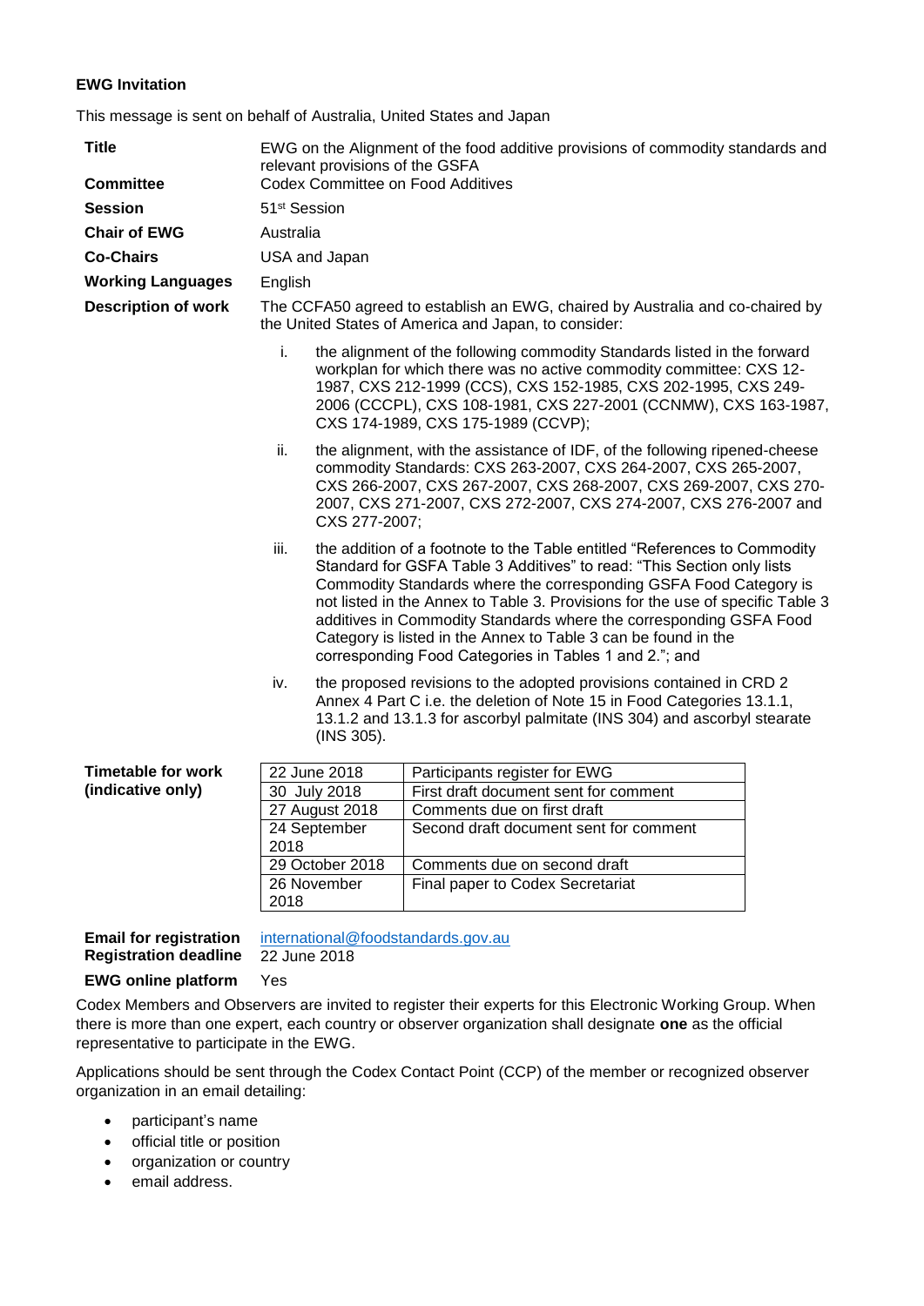**EWG Invitation**

This message is sent on behalf of Australia, United States and Japan

| | |
|---|---|
| **Title** | EWG on the Alignment of the food additive provisions of commodity standards and relevant provisions of the GSFA |
| **Committee** | Codex Committee on Food Additives |
| **Session** | 51st Session |
| **Chair of EWG** | Australia |
| **Co-Chairs** | USA and Japan |
| **Working Languages** | English |
| **Description of work** | The CCFA50 agreed to establish an EWG, chaired by Australia and co-chaired by the United States of America and Japan, to consider: |

i. the alignment of the following commodity Standards listed in the forward workplan for which there was no active commodity committee: CXS 12-1987, CXS 212-1999 (CCS), CXS 152-1985, CXS 202-1995, CXS 249-2006 (CCCPL), CXS 108-1981, CXS 227-2001 (CCNMW), CXS 163-1987, CXS 174-1989, CXS 175-1989 (CCVP);

ii. the alignment, with the assistance of IDF, of the following ripened-cheese commodity Standards: CXS 263-2007, CXS 264-2007, CXS 265-2007, CXS 266-2007, CXS 267-2007, CXS 268-2007, CXS 269-2007, CXS 270-2007, CXS 271-2007, CXS 272-2007, CXS 274-2007, CXS 276-2007 and CXS 277-2007;

iii. the addition of a footnote to the Table entitled "References to Commodity Standard for GSFA Table 3 Additives" to read: "This Section only lists Commodity Standards where the corresponding GSFA Food Category is not listed in the Annex to Table 3. Provisions for the use of specific Table 3 additives in Commodity Standards where the corresponding GSFA Food Category is listed in the Annex to Table 3 can be found in the corresponding Food Categories in Tables 1 and 2."; and

iv. the proposed revisions to the adopted provisions contained in CRD 2 Annex 4 Part C i.e. the deletion of Note 15 in Food Categories 13.1.1, 13.1.2 and 13.1.3 for ascorbyl palmitate (INS 304) and ascorbyl stearate (INS 305).

**Timetable for work (indicative only)**

| Date | Activity |
|---|---|
| 22 June 2018 | Participants register for EWG |
| 30 July 2018 | First draft document sent for comment |
| 27 August 2018 | Comments due on first draft |
| 24 September 2018 | Second draft document sent for comment |
| 29 October 2018 | Comments due on second draft |
| 26 November 2018 | Final paper to Codex Secretariat |

| | |
|---|---|
| **Email for registration** | international@foodstandards.gov.au |
| **Registration deadline** | 22 June 2018 |
| **EWG online platform** | Yes |

Codex Members and Observers are invited to register their experts for this Electronic Working Group. When there is more than one expert, each country or observer organization shall designate **one** as the official representative to participate in the EWG.

Applications should be sent through the Codex Contact Point (CCP) of the member or recognized observer organization in an email detailing:

- participant's name
- official title or position
- organization or country
- email address.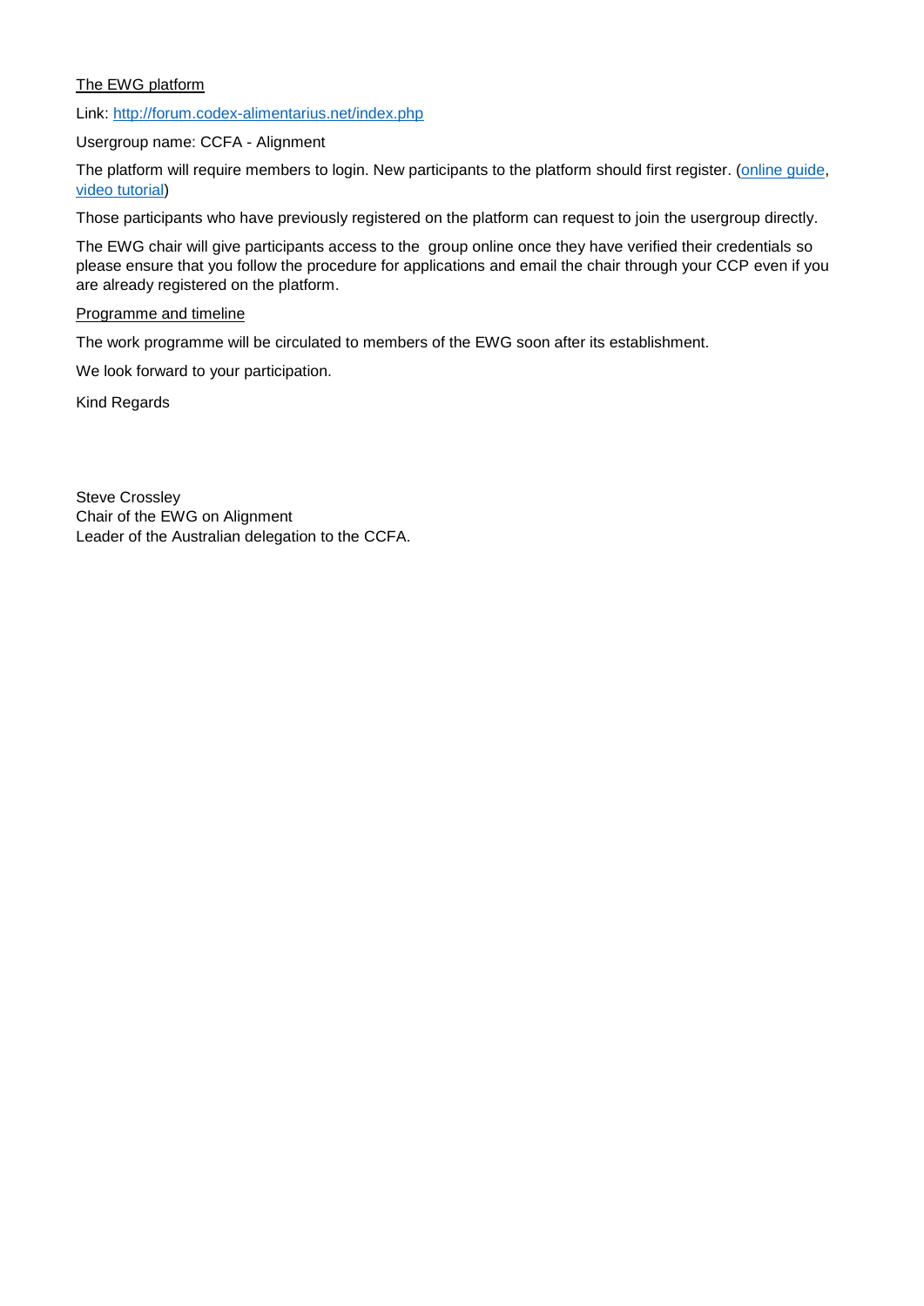<u>The EWG platform</u>

Link: [http://forum.codex-alimentarius.net/index.php](http://forum.codex-alimentarius.net/index.php)

Usergroup name: CCFA - Alignment

The platform will require members to login. New participants to the platform should first register. (online guide, video tutorial)

Those participants who have previously registered on the platform can request to join the usergroup directly.

The EWG chair will give participants access to the group online once they have verified their credentials so please ensure that you follow the procedure for applications and email the chair through your CCP even if you are already registered on the platform.

<u>Programme and timeline</u>

The work programme will be circulated to members of the EWG soon after its establishment.

We look forward to your participation.

Kind Regards

Steve Crossley
Chair of the EWG on Alignment
Leader of the Australian delegation to the CCFA.